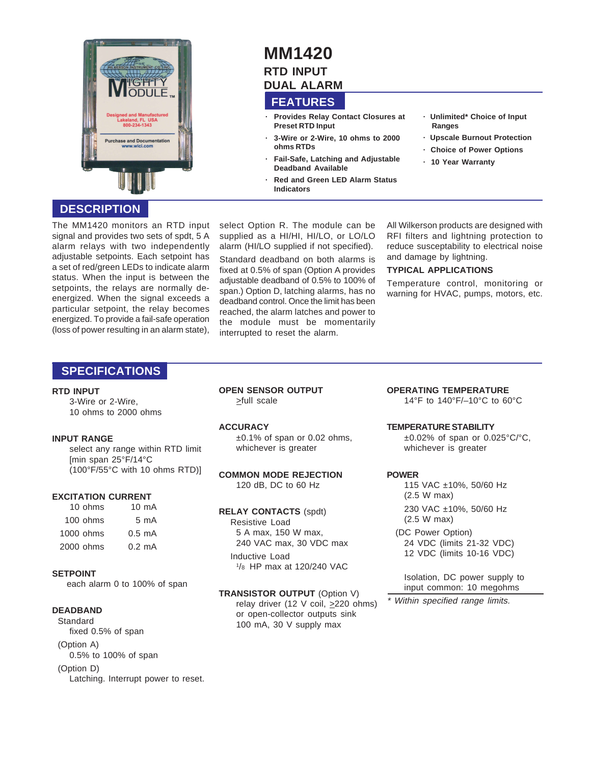# MM1420

## RTD INPUT
## DUAL ALARM

## FEATURES

- Provides Relay Contact Closures at Preset RTD Input
- 3-Wire or 2-Wire, 10 ohms to 2000 ohms RTDs
- Fail-Safe, Latching and Adjustable Deadband Available
- Red and Green LED Alarm Status Indicators
- Unlimited* Choice of Input Ranges
- Upscale Burnout Protection
- Choice of Power Options
- 10 Year Warranty

## DESCRIPTION

The MM1420 monitors an RTD input signal and provides two sets of spdt, 5 A alarm relays with two independently adjustable setpoints. Each setpoint has a set of red/green LEDs to indicate alarm status. When the input is between the setpoints, the relays are normally de-energized. When the signal exceeds a particular setpoint, the relay becomes energized. To provide a fail-safe operation (loss of power resulting in an alarm state), select Option R. The module can be supplied as a HI/HI, HI/LO, or LO/LO alarm (HI/LO supplied if not specified).

Standard deadband on both alarms is fixed at 0.5% of span (Option A provides adjustable deadband of 0.5% to 100% of span.) Option D, latching alarms, has no deadband control. Once the limit has been reached, the alarm latches and power to the module must be momentarily interrupted to reset the alarm.

All Wilkerson products are designed with RFI filters and lightning protection to reduce susceptability to electrical noise and damage by lightning.

### TYPICAL APPLICATIONS

Temperature control, monitoring or warning for HVAC, pumps, motors, etc.

## SPECIFICATIONS

**RTD INPUT**
3-Wire or 2-Wire,
10 ohms to 2000 ohms

**INPUT RANGE**
select any range within RTD limit
[min span 25°F/14°C
(100°F/55°C with 10 ohms RTD)]

**EXCITATION CURRENT**

| | |
|---|---|
| 10 ohms | 10 mA |
| 100 ohms | 5 mA |
| 1000 ohms | 0.5 mA |
| 2000 ohms | 0.2 mA |

**SETPOINT**
each alarm 0 to 100% of span

**DEADBAND**
Standard
fixed 0.5% of span
(Option A)
0.5% to 100% of span
(Option D)
Latching. Interrupt power to reset.

**OPEN SENSOR OUTPUT**
≥full scale

**ACCURACY**
±0.1% of span or 0.02 ohms, whichever is greater

**COMMON MODE REJECTION**
120 dB, DC to 60 Hz

**RELAY CONTACTS** (spdt)
Resistive Load
5 A max, 150 W max,
240 VAC max, 30 VDC max
Inductive Load
1/8 HP max at 120/240 VAC

**TRANSISTOR OUTPUT** (Option V)
relay driver (12 V coil, ≥220 ohms) or open-collector outputs sink 100 mA, 30 V supply max

**OPERATING TEMPERATURE**
14°F to 140°F/–10°C to 60°C

**TEMPERATURE STABILITY**
±0.02% of span or 0.025°C/°C, whichever is greater

**POWER**
115 VAC ±10%, 50/60 Hz
(2.5 W max)
230 VAC ±10%, 50/60 Hz
(2.5 W max)
(DC Power Option)
24 VDC (limits 21-32 VDC)
12 VDC (limits 10-16 VDC)

Isolation, DC power supply to input common: 10 megohms

*\* Within specified range limits.*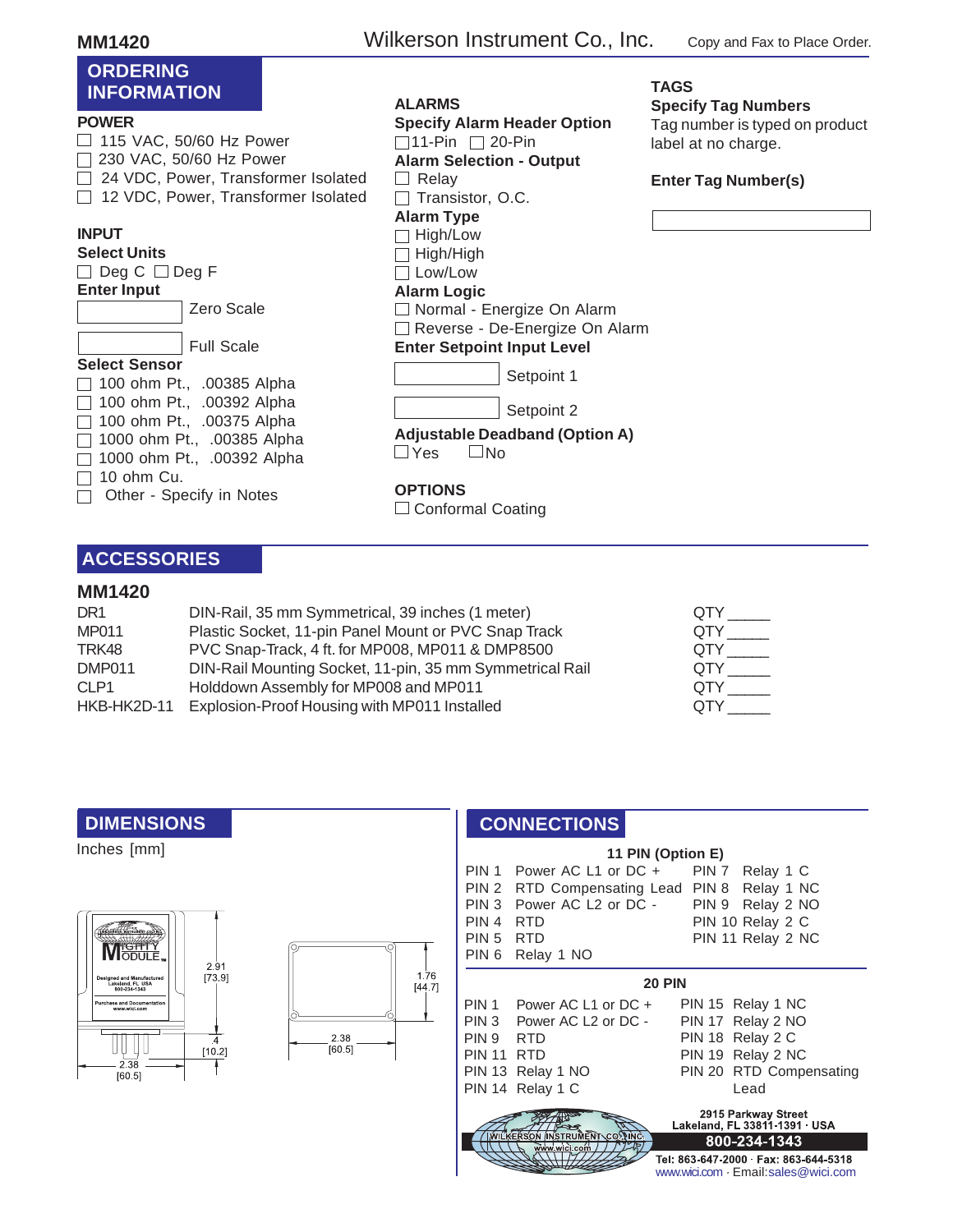MM1420 — Wilkerson Instrument Co., Inc. — Copy and Fax to Place Order.

## ORDERING INFORMATION

### POWER

- ☐ 115 VAC, 50/60 Hz Power
- ☐ 230 VAC, 50/60 Hz Power
- ☐ 24 VDC, Power, Transformer Isolated
- ☐ 12 VDC, Power, Transformer Isolated

### INPUT

**Select Units**

☐ Deg C ☐ Deg F

**Enter Input**

[ ] Zero Scale

[ ] Full Scale

**Select Sensor**

- ☐ 100 ohm Pt., .00385 Alpha
- ☐ 100 ohm Pt., .00392 Alpha
- ☐ 100 ohm Pt., .00375 Alpha
- ☐ 1000 ohm Pt., .00385 Alpha
- ☐ 1000 ohm Pt., .00392 Alpha
- ☐ 10 ohm Cu.
- ☐ Other - Specify in Notes

### ALARMS

**Specify Alarm Header Option**

☐ 11-Pin ☐ 20-Pin

**Alarm Selection - Output**

- ☐ Relay
- ☐ Transistor, O.C.

**Alarm Type**

- ☐ High/Low
- ☐ High/High
- ☐ Low/Low

**Alarm Logic**

- ☐ Normal - Energize On Alarm
- ☐ Reverse - De-Energize On Alarm

**Enter Setpoint Input Level**

[ ] Setpoint 1

[ ] Setpoint 2

**Adjustable Deadband (Option A)**

☐ Yes ☐ No

### OPTIONS

☐ Conformal Coating

### TAGS

**Specify Tag Numbers**

Tag number is typed on product label at no charge.

**Enter Tag Number(s)**

[ ]

## ACCESSORIES

### MM1420

| | | |
|---|---|---|
| DR1 | DIN-Rail, 35 mm Symmetrical, 39 inches (1 meter) | QTY _____ |
| MP011 | Plastic Socket, 11-pin Panel Mount or PVC Snap Track | QTY _____ |
| TRK48 | PVC Snap-Track, 4 ft. for MP008, MP011 & DMP8500 | QTY _____ |
| DMP011 | DIN-Rail Mounting Socket, 11-pin, 35 mm Symmetrical Rail | QTY _____ |
| CLP1 | Holddown Assembly for MP008 and MP011 | QTY _____ |
| HKB-HK2D-11 | Explosion-Proof Housing with MP011 Installed | QTY _____ |

## DIMENSIONS

Inches [mm]

MIGHTY MODULE™

Designed and Manufactured Lakeland, FL USA 800-234-1343

Purchase and Documentation www.wici.com

2.91 [73.9]

.4 [10.2]

2.38 [60.5]

1.76 [44.7]

2.38 [60.5]

## CONNECTIONS

### 11 PIN (Option E)

| | | | |
|---|---|---|---|
| PIN 1 | Power AC L1 or DC + | PIN 7 | Relay 1 C |
| PIN 2 | RTD Compensating Lead | PIN 8 | Relay 1 NC |
| PIN 3 | Power AC L2 or DC - | PIN 9 | Relay 2 NO |
| PIN 4 | RTD | PIN 10 | Relay 2 C |
| PIN 5 | RTD | PIN 11 | Relay 2 NC |
| PIN 6 | Relay 1 NO | | |

### 20 PIN

| | | | |
|---|---|---|---|
| PIN 1 | Power AC L1 or DC + | PIN 15 | Relay 1 NC |
| PIN 3 | Power AC L2 or DC - | PIN 17 | Relay 2 NO |
| PIN 9 | RTD | PIN 18 | Relay 2 C |
| PIN 11 | RTD | PIN 19 | Relay 2 NC |
| PIN 13 | Relay 1 NO | PIN 20 | RTD Compensating Lead |
| PIN 14 | Relay 1 C | | |

WILKERSON INSTRUMENT CO., INC. www.wici.com

2915 Parkway Street
Lakeland, FL 33811-1391 · USA
**800-234-1343**
Tel: 863-647-2000 · Fax: 863-644-5318
www.wici.com · Email: sales@wici.com